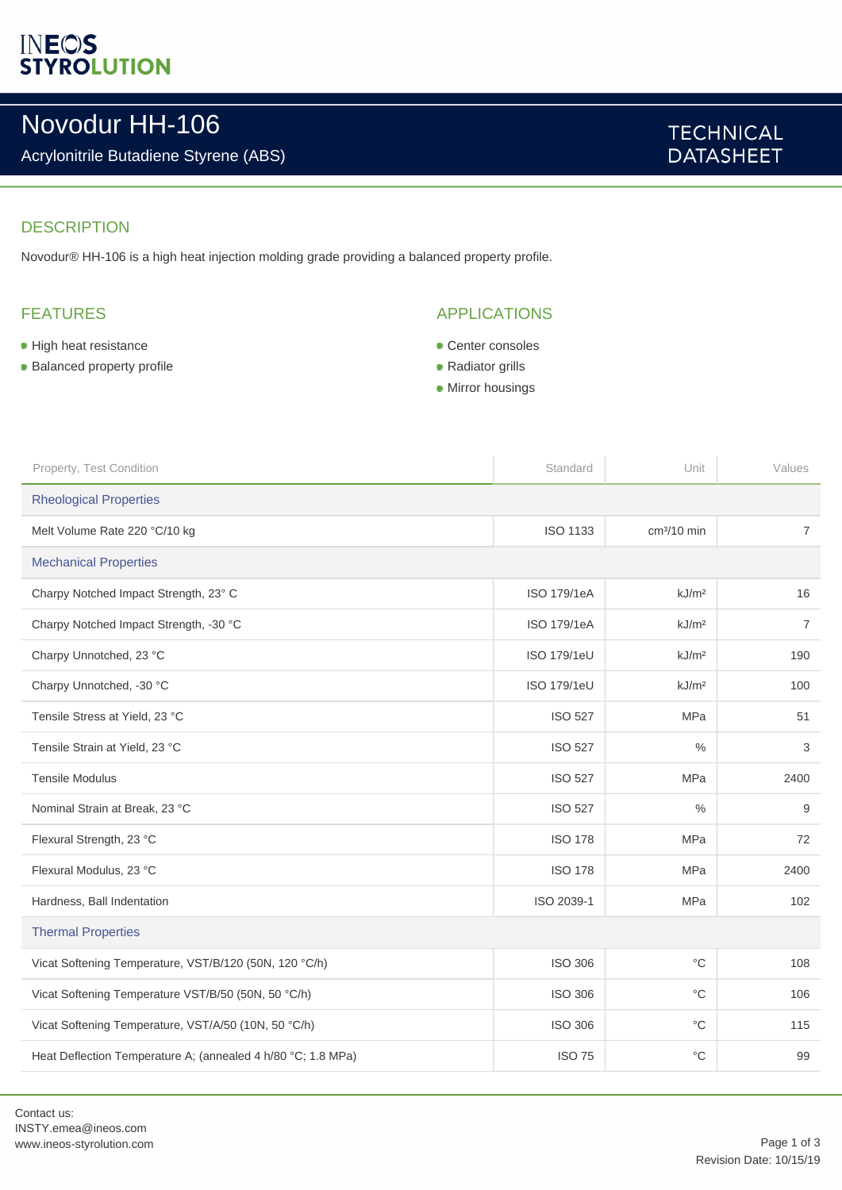INEOS STYROLUTION

# Novodur HH-106

Acrylonitrile Butadiene Styrene (ABS)

TECHNICAL DATASHEET

## DESCRIPTION

Novodur® HH-106 is a high heat injection molding grade providing a balanced property profile.

## FEATURES

- High heat resistance
- Balanced property profile

## APPLICATIONS

- Center consoles
- Radiator grills
- Mirror housings

| Property, Test Condition | Standard | Unit | Values |
|---|---|---|---|
| **Rheological Properties** | | | |
| Melt Volume Rate 220 °C/10 kg | ISO 1133 | cm³/10 min | 7 |
| **Mechanical Properties** | | | |
| Charpy Notched Impact Strength, 23° C | ISO 179/1eA | kJ/m² | 16 |
| Charpy Notched Impact Strength, -30 °C | ISO 179/1eA | kJ/m² | 7 |
| Charpy Unnotched, 23 °C | ISO 179/1eU | kJ/m² | 190 |
| Charpy Unnotched, -30 °C | ISO 179/1eU | kJ/m² | 100 |
| Tensile Stress at Yield, 23 °C | ISO 527 | MPa | 51 |
| Tensile Strain at Yield, 23 °C | ISO 527 | % | 3 |
| Tensile Modulus | ISO 527 | MPa | 2400 |
| Nominal Strain at Break, 23 °C | ISO 527 | % | 9 |
| Flexural Strength, 23 °C | ISO 178 | MPa | 72 |
| Flexural Modulus, 23 °C | ISO 178 | MPa | 2400 |
| Hardness, Ball Indentation | ISO 2039-1 | MPa | 102 |
| **Thermal Properties** | | | |
| Vicat Softening Temperature, VST/B/120 (50N, 120 °C/h) | ISO 306 | °C | 108 |
| Vicat Softening Temperature VST/B/50 (50N, 50 °C/h) | ISO 306 | °C | 106 |
| Vicat Softening Temperature, VST/A/50 (10N, 50 °C/h) | ISO 306 | °C | 115 |
| Heat Deflection Temperature A; (annealed 4 h/80 °C; 1.8 MPa) | ISO 75 | °C | 99 |

Contact us:
INSTY.emea@ineos.com
www.ineos-styrolution.com

Revision Date: 10/15/19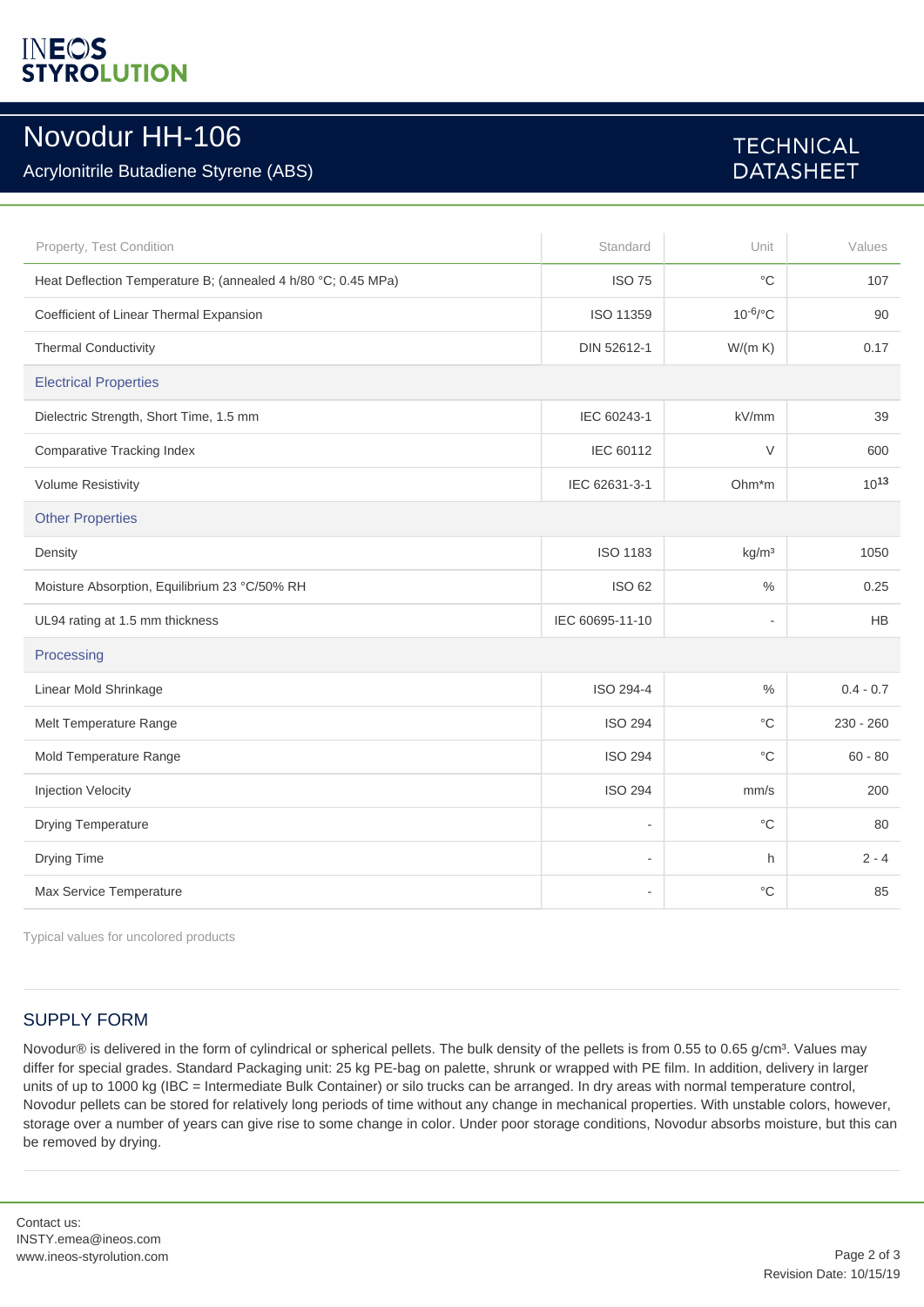# Novodur HH-106

Acrylonitrile Butadiene Styrene (ABS)

TECHNICAL DATASHEET

| Property, Test Condition | Standard | Unit | Values |
|---|---|---|---|
| Heat Deflection Temperature B; (annealed 4 h/80 °C; 0.45 MPa) | ISO 75 | °C | 107 |
| Coefficient of Linear Thermal Expansion | ISO 11359 | $10^{-6}$/°C | 90 |
| Thermal Conductivity | DIN 52612-1 | W/(m K) | 0.17 |
| **Electrical Properties** | | | |
| Dielectric Strength, Short Time, 1.5 mm | IEC 60243-1 | kV/mm | 39 |
| Comparative Tracking Index | IEC 60112 | V | 600 |
| Volume Resistivity | IEC 62631-3-1 | Ohm*m | $10^{13}$ |
| **Other Properties** | | | |
| Density | ISO 1183 | kg/m³ | 1050 |
| Moisture Absorption, Equilibrium 23 °C/50% RH | ISO 62 | % | 0.25 |
| UL94 rating at 1.5 mm thickness | IEC 60695-11-10 | - | HB |
| **Processing** | | | |
| Linear Mold Shrinkage | ISO 294-4 | % | 0.4 - 0.7 |
| Melt Temperature Range | ISO 294 | °C | 230 - 260 |
| Mold Temperature Range | ISO 294 | °C | 60 - 80 |
| Injection Velocity | ISO 294 | mm/s | 200 |
| Drying Temperature | - | °C | 80 |
| Drying Time | - | h | 2 - 4 |
| Max Service Temperature | - | °C | 85 |

Typical values for uncolored products

## SUPPLY FORM

Novodur® is delivered in the form of cylindrical or spherical pellets. The bulk density of the pellets is from 0.55 to 0.65 g/cm³. Values may differ for special grades. Standard Packaging unit: 25 kg PE-bag on palette, shrunk or wrapped with PE film. In addition, delivery in larger units of up to 1000 kg (IBC = Intermediate Bulk Container) or silo trucks can be arranged. In dry areas with normal temperature control, Novodur pellets can be stored for relatively long periods of time without any change in mechanical properties. With unstable colors, however, storage over a number of years can give rise to some change in color. Under poor storage conditions, Novodur absorbs moisture, but this can be removed by drying.

Contact us:
INSTY.emea@ineos.com
www.ineos-styrolution.com

Revision Date: 10/15/19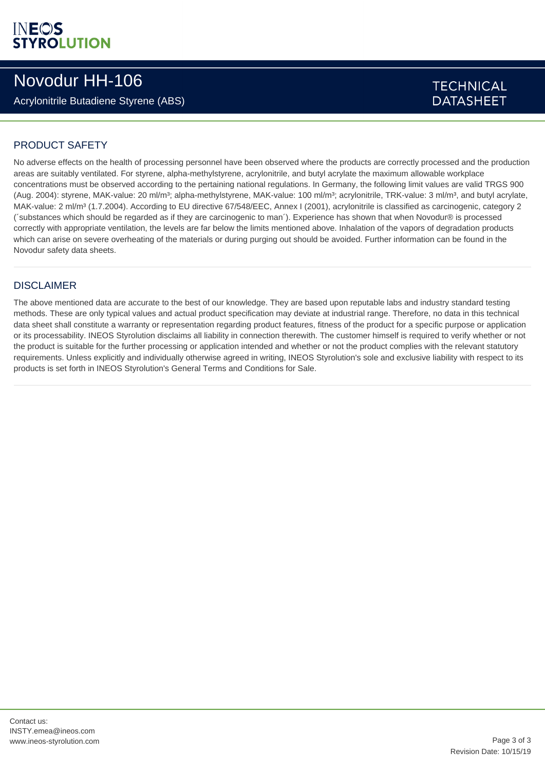# Novodur HH-106

Acrylonitrile Butadiene Styrene (ABS)

TECHNICAL DATASHEET

## PRODUCT SAFETY

No adverse effects on the health of processing personnel have been observed where the products are correctly processed and the production areas are suitably ventilated. For styrene, alpha-methylstyrene, acrylonitrile, and butyl acrylate the maximum allowable workplace concentrations must be observed according to the pertaining national regulations. In Germany, the following limit values are valid TRGS 900 (Aug. 2004): styrene, MAK-value: 20 ml/m³; alpha-methylstyrene, MAK-value: 100 ml/m³; acrylonitrile, TRK-value: 3 ml/m³, and butyl acrylate, MAK-value: 2 ml/m³ (1.7.2004). According to EU directive 67/548/EEC, Annex I (2001), acrylonitrile is classified as carcinogenic, category 2 (´substances which should be regarded as if they are carcinogenic to man´). Experience has shown that when Novodur® is processed correctly with appropriate ventilation, the levels are far below the limits mentioned above. Inhalation of the vapors of degradation products which can arise on severe overheating of the materials or during purging out should be avoided. Further information can be found in the Novodur safety data sheets.

## DISCLAIMER

The above mentioned data are accurate to the best of our knowledge. They are based upon reputable labs and industry standard testing methods. These are only typical values and actual product specification may deviate at industrial range. Therefore, no data in this technical data sheet shall constitute a warranty or representation regarding product features, fitness of the product for a specific purpose or application or its processability. INEOS Styrolution disclaims all liability in connection therewith. The customer himself is required to verify whether or not the product is suitable for the further processing or application intended and whether or not the product complies with the relevant statutory requirements. Unless explicitly and individually otherwise agreed in writing, INEOS Styrolution's sole and exclusive liability with respect to its products is set forth in INEOS Styrolution's General Terms and Conditions for Sale.

Contact us:
INSTY.emea@ineos.com
www.ineos-styrolution.com

Revision Date: 10/15/19